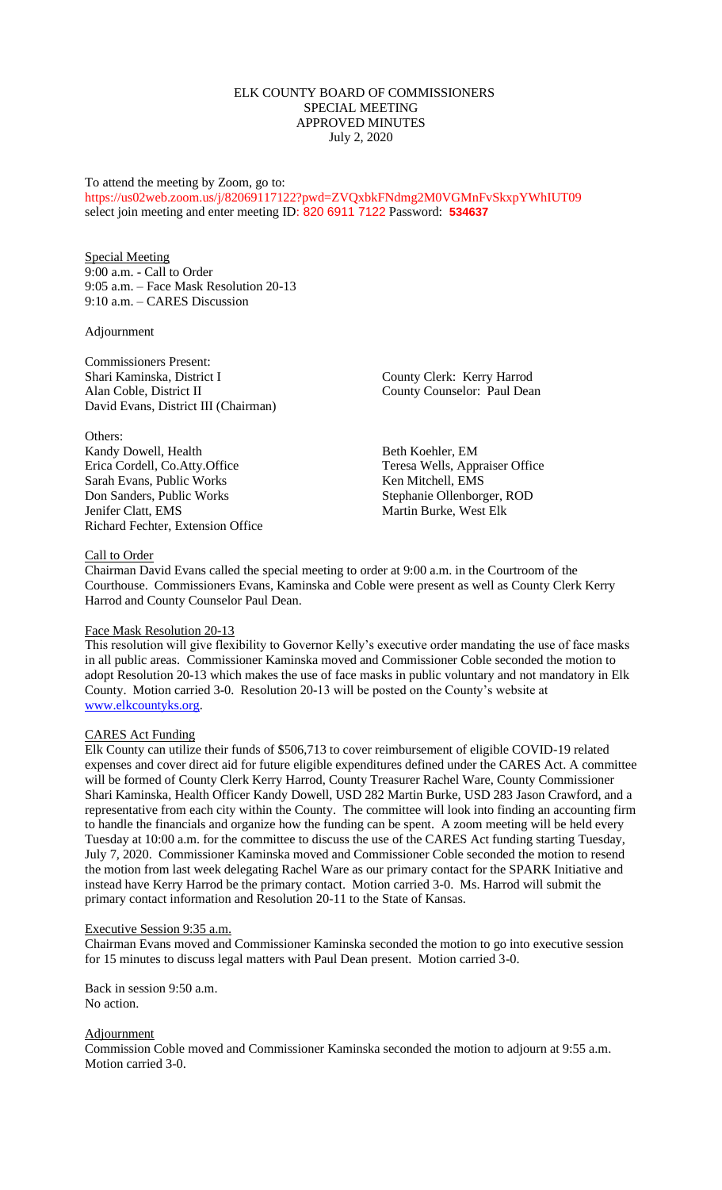# ELK COUNTY BOARD OF COMMISSIONERS
## SPECIAL MEETING
## APPROVED MINUTES
### July 2, 2020

To attend the meeting by Zoom, go to:
https://us02web.zoom.us/j/82069117122?pwd=ZVQxbkFNdmg2M0VGMnFvSkxpYWhIUT09
select join meeting and enter meeting ID: 820 6911 7122 Password: **534637**

Special Meeting
9:00 a.m. - Call to Order
9:05 a.m. – Face Mask Resolution 20-13
9:10 a.m. – CARES Discussion

Adjournment

Commissioners Present:
Shari Kaminska, District I
Alan Coble, District II
David Evans, District III (Chairman)

County Clerk: Kerry Harrod
County Counselor: Paul Dean

Others:
Kandy Dowell, Health
Erica Cordell, Co.Atty.Office
Sarah Evans, Public Works
Don Sanders, Public Works
Jenifer Clatt, EMS
Richard Fechter, Extension Office
Beth Koehler, EM
Teresa Wells, Appraiser Office
Ken Mitchell, EMS
Stephanie Ollenborger, ROD
Martin Burke, West Elk

Call to Order
Chairman David Evans called the special meeting to order at 9:00 a.m. in the Courtroom of the Courthouse. Commissioners Evans, Kaminska and Coble were present as well as County Clerk Kerry Harrod and County Counselor Paul Dean.

Face Mask Resolution 20-13
This resolution will give flexibility to Governor Kelly's executive order mandating the use of face masks in all public areas. Commissioner Kaminska moved and Commissioner Coble seconded the motion to adopt Resolution 20-13 which makes the use of face masks in public voluntary and not mandatory in Elk County. Motion carried 3-0. Resolution 20-13 will be posted on the County's website at www.elkcountyks.org.

CARES Act Funding
Elk County can utilize their funds of $506,713 to cover reimbursement of eligible COVID-19 related expenses and cover direct aid for future eligible expenditures defined under the CARES Act. A committee will be formed of County Clerk Kerry Harrod, County Treasurer Rachel Ware, County Commissioner Shari Kaminska, Health Officer Kandy Dowell, USD 282 Martin Burke, USD 283 Jason Crawford, and a representative from each city within the County. The committee will look into finding an accounting firm to handle the financials and organize how the funding can be spent. A zoom meeting will be held every Tuesday at 10:00 a.m. for the committee to discuss the use of the CARES Act funding starting Tuesday, July 7, 2020. Commissioner Kaminska moved and Commissioner Coble seconded the motion to resend the motion from last week delegating Rachel Ware as our primary contact for the SPARK Initiative and instead have Kerry Harrod be the primary contact. Motion carried 3-0. Ms. Harrod will submit the primary contact information and Resolution 20-11 to the State of Kansas.

Executive Session 9:35 a.m.
Chairman Evans moved and Commissioner Kaminska seconded the motion to go into executive session for 15 minutes to discuss legal matters with Paul Dean present. Motion carried 3-0.

Back in session 9:50 a.m.
No action.

Adjournment
Commission Coble moved and Commissioner Kaminska seconded the motion to adjourn at 9:55 a.m. Motion carried 3-0.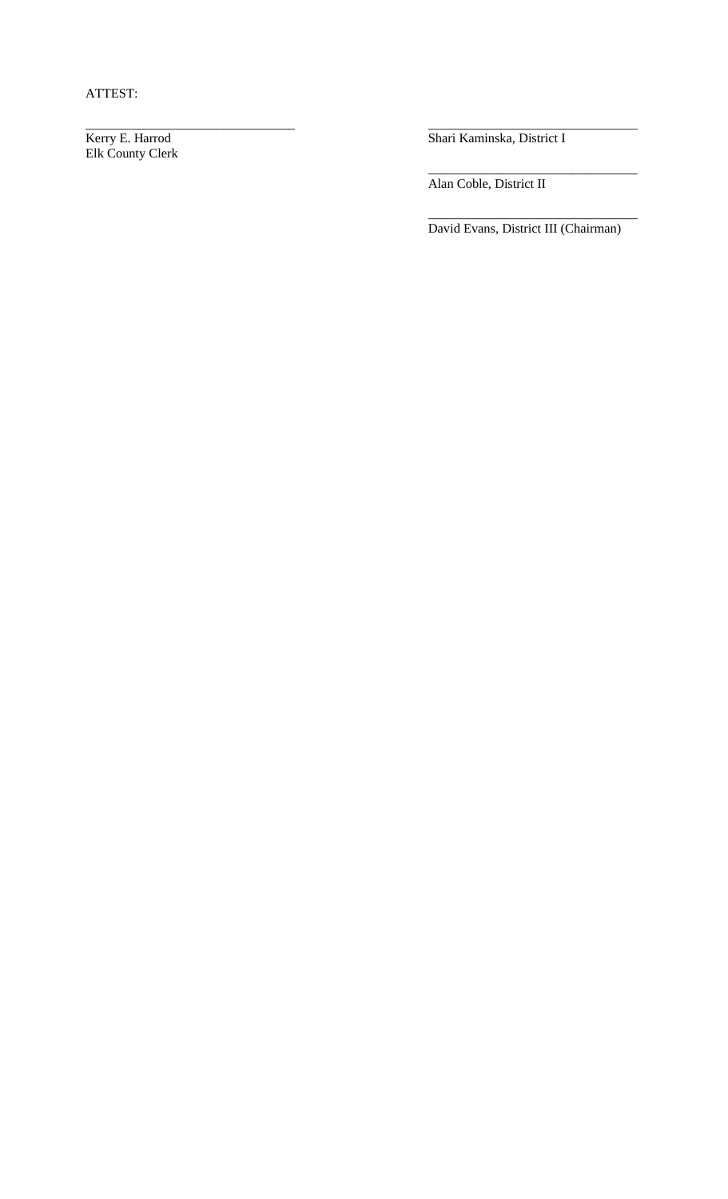ATTEST:

\_\_\_\_\_\_\_\_\_\_\_\_\_\_\_\_\_\_\_\_\_\_\_\_\_\_\_\_\_\_\_
Kerry E. Harrod
Elk County Clerk

\_\_\_\_\_\_\_\_\_\_\_\_\_\_\_\_\_\_\_\_\_\_\_\_\_\_\_\_\_\_\_
Shari Kaminska, District I

\_\_\_\_\_\_\_\_\_\_\_\_\_\_\_\_\_\_\_\_\_\_\_\_\_\_\_\_\_\_\_
Alan Coble, District II

\_\_\_\_\_\_\_\_\_\_\_\_\_\_\_\_\_\_\_\_\_\_\_\_\_\_\_\_\_\_\_
David Evans, District III (Chairman)